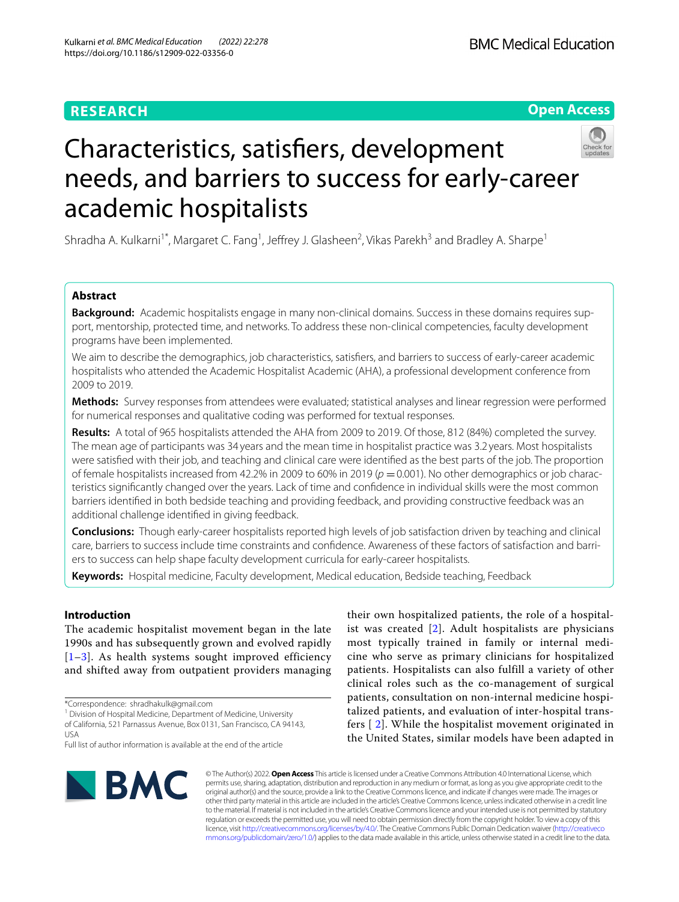**RESEARCH** **Open Access**

# Characteristics, satisfiers, development needs, and barriers to success for early-career academic hospitalists

Shradha A. Kulkarni[1*], Margaret C. Fang[1], Jeffrey J. Glasheen[2], Vikas Parekh[3] and Bradley A. Sharpe[1]

## Abstract

**Background:** Academic hospitalists engage in many non-clinical domains. Success in these domains requires support, mentorship, protected time, and networks. To address these non-clinical competencies, faculty development programs have been implemented.

We aim to describe the demographics, job characteristics, satisfiers, and barriers to success of early-career academic hospitalists who attended the Academic Hospitalist Academy (AHA), a professional development conference from 2009 to 2019.

**Methods:** Survey responses from attendees were evaluated; statistical analyses and linear regression were performed for numerical responses and qualitative coding was performed for textual responses.

**Results:** A total of 965 hospitalists attended the AHA from 2009 to 2019. Of those, 812 (84%) completed the survey. The mean age of participants was 34 years and the mean time in hospitalist practice was 3.2 years. Most hospitalists were satisfied with their job, and teaching and clinical care were identified as the best parts of the job. The proportion of female hospitalists increased from 42.2% in 2009 to 60% in 2019 ($p = 0.001$). No other demographics or job characteristics significantly changed over the years. Lack of time and confidence in individual skills were the most common barriers identified in both bedside teaching and providing feedback, and providing constructive feedback was an additional challenge identified in giving feedback.

**Conclusions:** Though early-career hospitalists reported high levels of job satisfaction driven by teaching and clinical care, barriers to success include time constraints and confidence. Awareness of these factors of satisfaction and barriers to success can help shape faculty development curricula for early-career hospitalists.

**Keywords:** Hospital medicine, Faculty development, Medical education, Bedside teaching, Feedback

## Introduction

The academic hospitalist movement began in the late 1990s and has subsequently grown and evolved rapidly [1–3]. As health systems sought improved efficiency and shifted away from outpatient providers managing their own hospitalized patients, the role of a hospitalist was created [2]. Adult hospitalists are physicians most typically trained in family or internal medicine who serve as primary clinicians for hospitalized patients. Hospitalists can also fulfill a variety of other clinical roles such as the co-management of surgical patients, consultation on non-internal medicine hospitalized patients, and evaluation of inter-hospital transfers [ 2]. While the hospitalist movement originated in the United States, similar models have been adapted in

*Correspondence: shradhakulk@gmail.com

[1] Division of Hospital Medicine, Department of Medicine, University of California, 521 Parnassus Avenue, Box 0131, San Francisco, CA 94143, USA

Full list of author information is available at the end of the article

© The Author(s) 2022. **Open Access** This article is licensed under a Creative Commons Attribution 4.0 International License, which permits use, sharing, adaptation, distribution and reproduction in any medium or format, as long as you give appropriate credit to the original author(s) and the source, provide a link to the Creative Commons licence, and indicate if changes were made. The images or other third party material in this article are included in the article's Creative Commons licence, unless indicated otherwise in a credit line to the material. If material is not included in the article's Creative Commons licence and your intended use is not permitted by statutory regulation or exceeds the permitted use, you will need to obtain permission directly from the copyright holder. To view a copy of this licence, visit http://creativecommons.org/licenses/by/4.0/. The Creative Commons Public Domain Dedication waiver (http://creativecommons.org/publicdomain/zero/1.0/) applies to the data made available in this article, unless otherwise stated in a credit line to the data.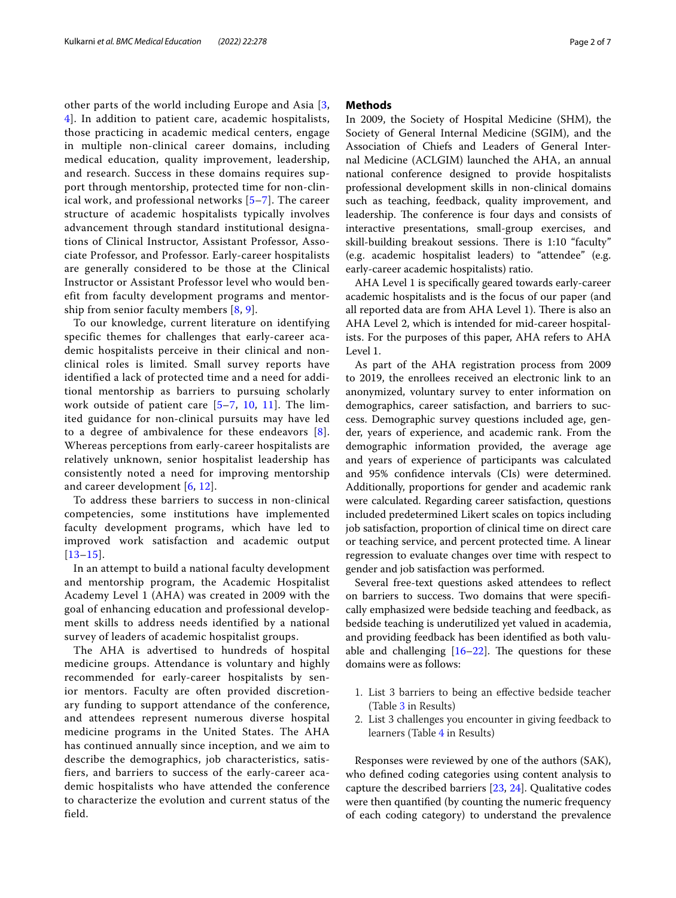other parts of the world including Europe and Asia [3, 4]. In addition to patient care, academic hospitalists, those practicing in academic medical centers, engage in multiple non-clinical career domains, including medical education, quality improvement, leadership, and research. Success in these domains requires support through mentorship, protected time for non-clinical work, and professional networks [5–7]. The career structure of academic hospitalists typically involves advancement through standard institutional designations of Clinical Instructor, Assistant Professor, Associate Professor, and Professor. Early-career hospitalists are generally considered to be those at the Clinical Instructor or Assistant Professor level who would benefit from faculty development programs and mentorship from senior faculty members [8, 9].

To our knowledge, current literature on identifying specific themes for challenges that early-career academic hospitalists perceive in their clinical and non-clinical roles is limited. Small survey reports have identified a lack of protected time and a need for additional mentorship as barriers to pursuing scholarly work outside of patient care [5–7, 10, 11]. The limited guidance for non-clinical pursuits may have led to a degree of ambivalence for these endeavors [8]. Whereas perceptions from early-career hospitalists are relatively unknown, senior hospitalist leadership has consistently noted a need for improving mentorship and career development [6, 12].

To address these barriers to success in non-clinical competencies, some institutions have implemented faculty development programs, which have led to improved work satisfaction and academic output [13–15].

In an attempt to build a national faculty development and mentorship program, the Academic Hospitalist Academy Level 1 (AHA) was created in 2009 with the goal of enhancing education and professional development skills to address needs identified by a national survey of leaders of academic hospitalist groups.

The AHA is advertised to hundreds of hospital medicine groups. Attendance is voluntary and highly recommended for early-career hospitalists by senior mentors. Faculty are often provided discretionary funding to support attendance of the conference, and attendees represent numerous diverse hospital medicine programs in the United States. The AHA has continued annually since inception, and we aim to describe the demographics, job characteristics, satisfiers, and barriers to success of the early-career academic hospitalists who have attended the conference to characterize the evolution and current status of the field.

## Methods

In 2009, the Society of Hospital Medicine (SHM), the Society of General Internal Medicine (SGIM), and the Association of Chiefs and Leaders of General Internal Medicine (ACLGIM) launched the AHA, an annual national conference designed to provide hospitalists professional development skills in non-clinical domains such as teaching, feedback, quality improvement, and leadership. The conference is four days and consists of interactive presentations, small-group exercises, and skill-building breakout sessions. There is 1:10 "faculty" (e.g. academic hospitalist leaders) to "attendee" (e.g. early-career academic hospitalists) ratio.

AHA Level 1 is specifically geared towards early-career academic hospitalists and is the focus of our paper (and all reported data are from AHA Level 1). There is also an AHA Level 2, which is intended for mid-career hospitalists. For the purposes of this paper, AHA refers to AHA Level 1.

As part of the AHA registration process from 2009 to 2019, the enrollees received an electronic link to an anonymized, voluntary survey to enter information on demographics, career satisfaction, and barriers to success. Demographic survey questions included age, gender, years of experience, and academic rank. From the demographic information provided, the average age and years of experience of participants was calculated and 95% confidence intervals (CIs) were determined. Additionally, proportions for gender and academic rank were calculated. Regarding career satisfaction, questions included predetermined Likert scales on topics including job satisfaction, proportion of clinical time on direct care or teaching service, and percent protected time. A linear regression to evaluate changes over time with respect to gender and job satisfaction was performed.

Several free-text questions asked attendees to reflect on barriers to success. Two domains that were specifically emphasized were bedside teaching and feedback, as bedside teaching is underutilized yet valued in academia, and providing feedback has been identified as both valuable and challenging [16–22]. The questions for these domains were as follows:

1. List 3 barriers to being an effective bedside teacher (Table 3 in Results)
2. List 3 challenges you encounter in giving feedback to learners (Table 4 in Results)

Responses were reviewed by one of the authors (SAK), who defined coding categories using content analysis to capture the described barriers [23, 24]. Qualitative codes were then quantified (by counting the numeric frequency of each coding category) to understand the prevalence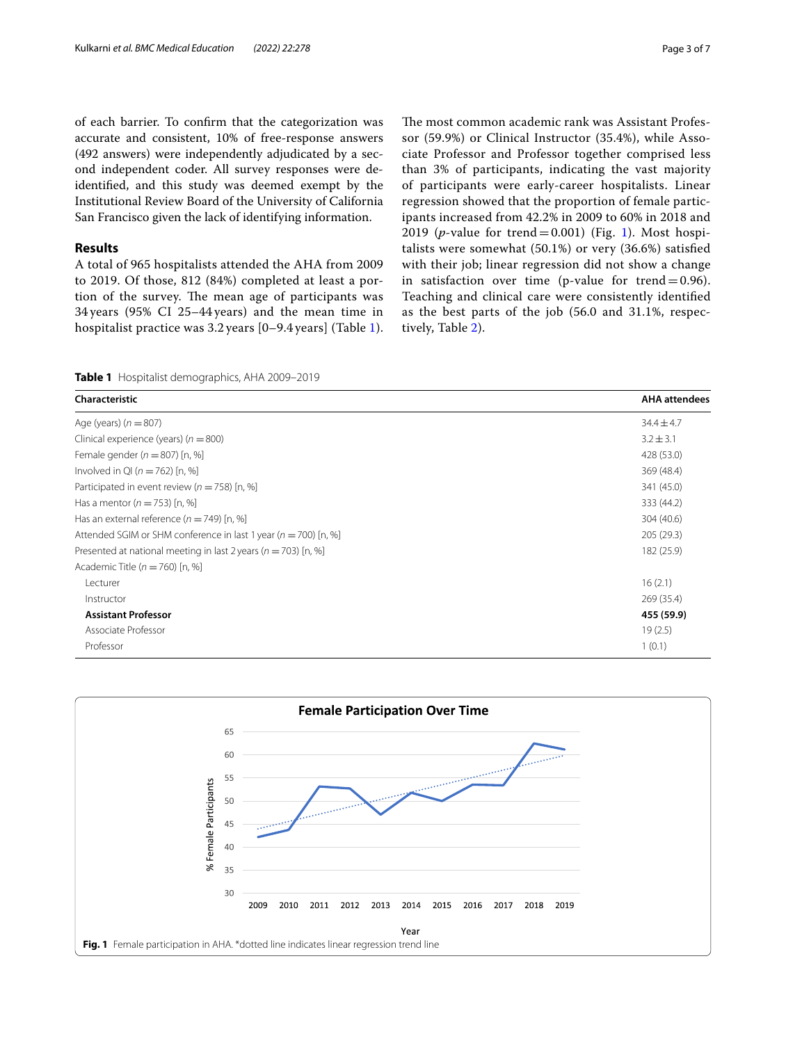of each barrier. To confirm that the categorization was accurate and consistent, 10% of free-response answers (492 answers) were independently adjudicated by a second independent coder. All survey responses were de-identified, and this study was deemed exempt by the Institutional Review Board of the University of California San Francisco given the lack of identifying information.

## Results

A total of 965 hospitalists attended the AHA from 2009 to 2019. Of those, 812 (84%) completed at least a portion of the survey. The mean age of participants was 34 years (95% CI 25–44 years) and the mean time in hospitalist practice was 3.2 years [0–9.4 years] (Table 1). The most common academic rank was Assistant Professor (59.9%) or Clinical Instructor (35.4%), while Associate Professor and Professor together comprised less than 3% of participants, indicating the vast majority of participants were early-career hospitalists. Linear regression showed that the proportion of female participants increased from 42.2% in 2009 to 60% in 2018 and 2019 (*p*-value for trend = 0.001) (Fig. 1). Most hospitalists were somewhat (50.1%) or very (36.6%) satisfied with their job; linear regression did not show a change in satisfaction over time (p-value for trend = 0.96). Teaching and clinical care were consistently identified as the best parts of the job (56.0 and 31.1%, respectively, Table 2).

**Table 1** Hospitalist demographics, AHA 2009–2019

| Characteristic | AHA attendees |
|---|---|
| Age (years) (*n* = 807) | 34.4 ± 4.7 |
| Clinical experience (years) (*n* = 800) | 3.2 ± 3.1 |
| Female gender (*n* = 807) [n, %] | 428 (53.0) |
| Involved in QI (*n* = 762) [n, %] | 369 (48.4) |
| Participated in event review (*n* = 758) [n, %] | 341 (45.0) |
| Has a mentor (*n* = 753) [n, %] | 333 (44.2) |
| Has an external reference (*n* = 749) [n, %] | 304 (40.6) |
| Attended SGIM or SHM conference in last 1 year (*n* = 700) [n, %] | 205 (29.3) |
| Presented at national meeting in last 2 years (*n* = 703) [n, %] | 182 (25.9) |
| Academic Title (*n* = 760) [n, %] | |
| Lecturer | 16 (2.1) |
| Instructor | 269 (35.4) |
| **Assistant Professor** | **455 (59.9)** |
| Associate Professor | 19 (2.5) |
| Professor | 1 (0.1) |

**Fig. 1** Female participation in AHA. *dotted line indicates linear regression trend line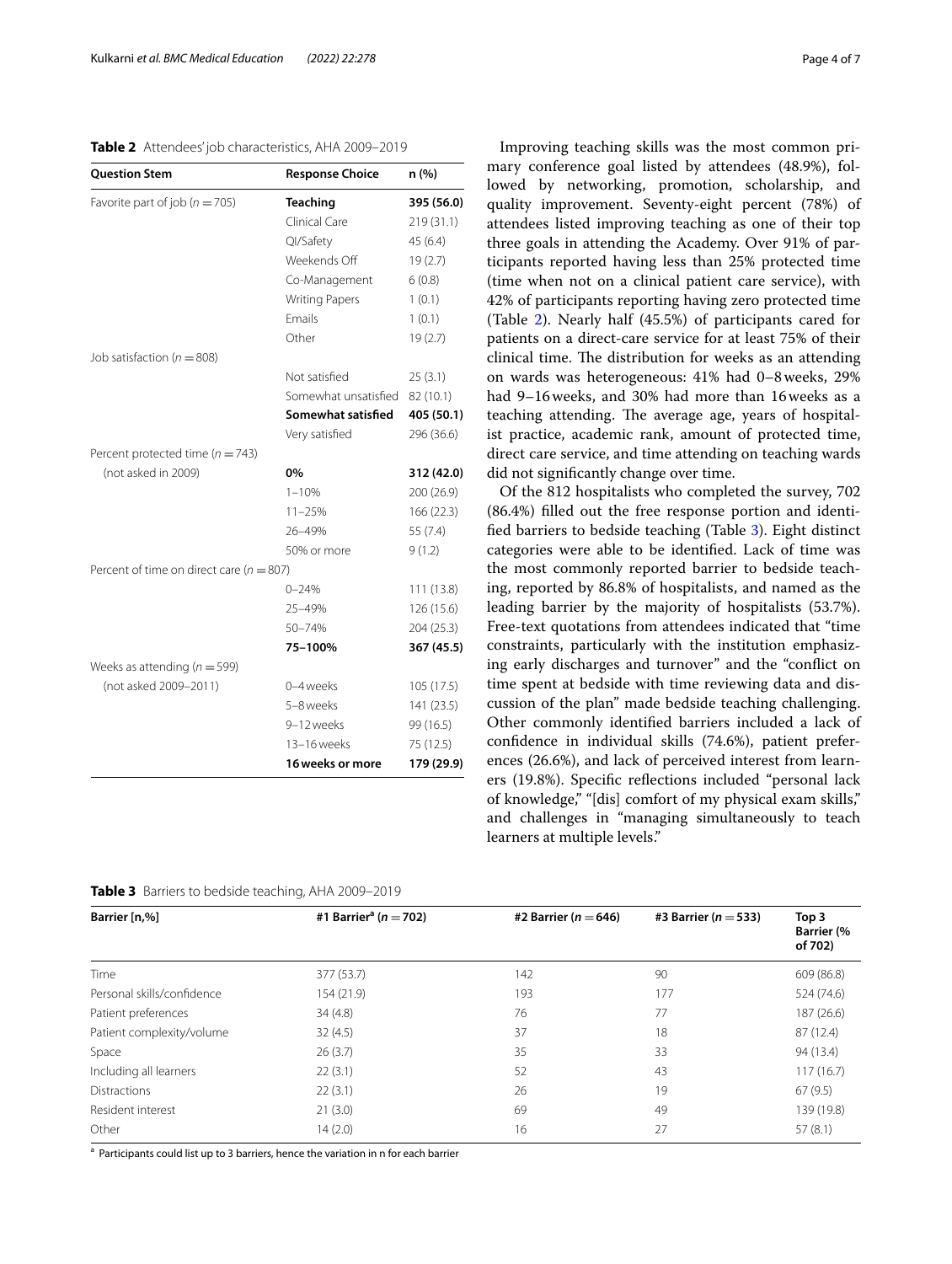**Table 2** Attendees' job characteristics, AHA 2009–2019

| Question Stem | Response Choice | n (%) |
|---|---|---|
| Favorite part of job ($n = 705$) | **Teaching** | **395 (56.0)** |
| | Clinical Care | 219 (31.1) |
| | QI/Safety | 45 (6.4) |
| | Weekends Off | 19 (2.7) |
| | Co-Management | 6 (0.8) |
| | Writing Papers | 1 (0.1) |
| | Emails | 1 (0.1) |
| | Other | 19 (2.7) |
| Job satisfaction ($n = 808$) | | |
| | Not satisfied | 25 (3.1) |
| | Somewhat unsatisfied | 82 (10.1) |
| | **Somewhat satisfied** | **405 (50.1)** |
| | Very satisfied | 296 (36.6) |
| Percent protected time ($n = 743$) | | |
| (not asked in 2009) | **0%** | **312 (42.0)** |
| | 1–10% | 200 (26.9) |
| | 11–25% | 166 (22.3) |
| | 26–49% | 55 (7.4) |
| | 50% or more | 9 (1.2) |
| Percent of time on direct care ($n = 807$) | | |
| | 0–24% | 111 (13.8) |
| | 25–49% | 126 (15.6) |
| | 50–74% | 204 (25.3) |
| | **75–100%** | **367 (45.5)** |
| Weeks as attending ($n = 599$) | | |
| (not asked 2009–2011) | 0–4 weeks | 105 (17.5) |
| | 5–8 weeks | 141 (23.5) |
| | 9–12 weeks | 99 (16.5) |
| | 13–16 weeks | 75 (12.5) |
| | **16 weeks or more** | **179 (29.9)** |

Improving teaching skills was the most common primary conference goal listed by attendees (48.9%), followed by networking, promotion, scholarship, and quality improvement. Seventy-eight percent (78%) of attendees listed improving teaching as one of their top three goals in attending the Academy. Over 91% of participants reported having less than 25% protected time (time when not on a clinical patient care service), with 42% of participants reporting having zero protected time (Table 2). Nearly half (45.5%) of participants cared for patients on a direct-care service for at least 75% of their clinical time. The distribution for weeks as an attending on wards was heterogeneous: 41% had 0–8 weeks, 29% had 9–16 weeks, and 30% had more than 16 weeks as a teaching attending. The average age, years of hospitalist practice, academic rank, amount of protected time, direct care service, and time attending on teaching wards did not significantly change over time.

Of the 812 hospitalists who completed the survey, 702 (86.4%) filled out the free response portion and identified barriers to bedside teaching (Table 3). Eight distinct categories were able to be identified. Lack of time was the most commonly reported barrier to bedside teaching, reported by 86.8% of hospitalists, and named as the leading barrier by the majority of hospitalists (53.7%). Free-text quotations from attendees indicated that "time constraints, particularly with the institution emphasizing early discharges and turnover" and the "conflict on time spent at bedside with time reviewing data and discussion of the plan" made bedside teaching challenging. Other commonly identified barriers included a lack of confidence in individual skills (74.6%), patient preferences (26.6%), and lack of perceived interest from learners (19.8%). Specific reflections included "personal lack of knowledge," "[dis] comfort of my physical exam skills," and challenges in "managing simultaneously to teach learners at multiple levels."

**Table 3** Barriers to bedside teaching, AHA 2009–2019

| Barrier [n,%] | #1 Barrier[a] ($n = 702$) | #2 Barrier ($n = 646$) | #3 Barrier ($n = 533$) | Top 3 Barrier (% of 702) |
|---|---|---|---|---|
| Time | 377 (53.7) | 142 | 90 | 609 (86.8) |
| Personal skills/confidence | 154 (21.9) | 193 | 177 | 524 (74.6) |
| Patient preferences | 34 (4.8) | 76 | 77 | 187 (26.6) |
| Patient complexity/volume | 32 (4.5) | 37 | 18 | 87 (12.4) |
| Space | 26 (3.7) | 35 | 33 | 94 (13.4) |
| Including all learners | 22 (3.1) | 52 | 43 | 117 (16.7) |
| Distractions | 22 (3.1) | 26 | 19 | 67 (9.5) |
| Resident interest | 21 (3.0) | 69 | 49 | 139 (19.8) |
| Other | 14 (2.0) | 16 | 27 | 57 (8.1) |

[a] Participants could list up to 3 barriers, hence the variation in n for each barrier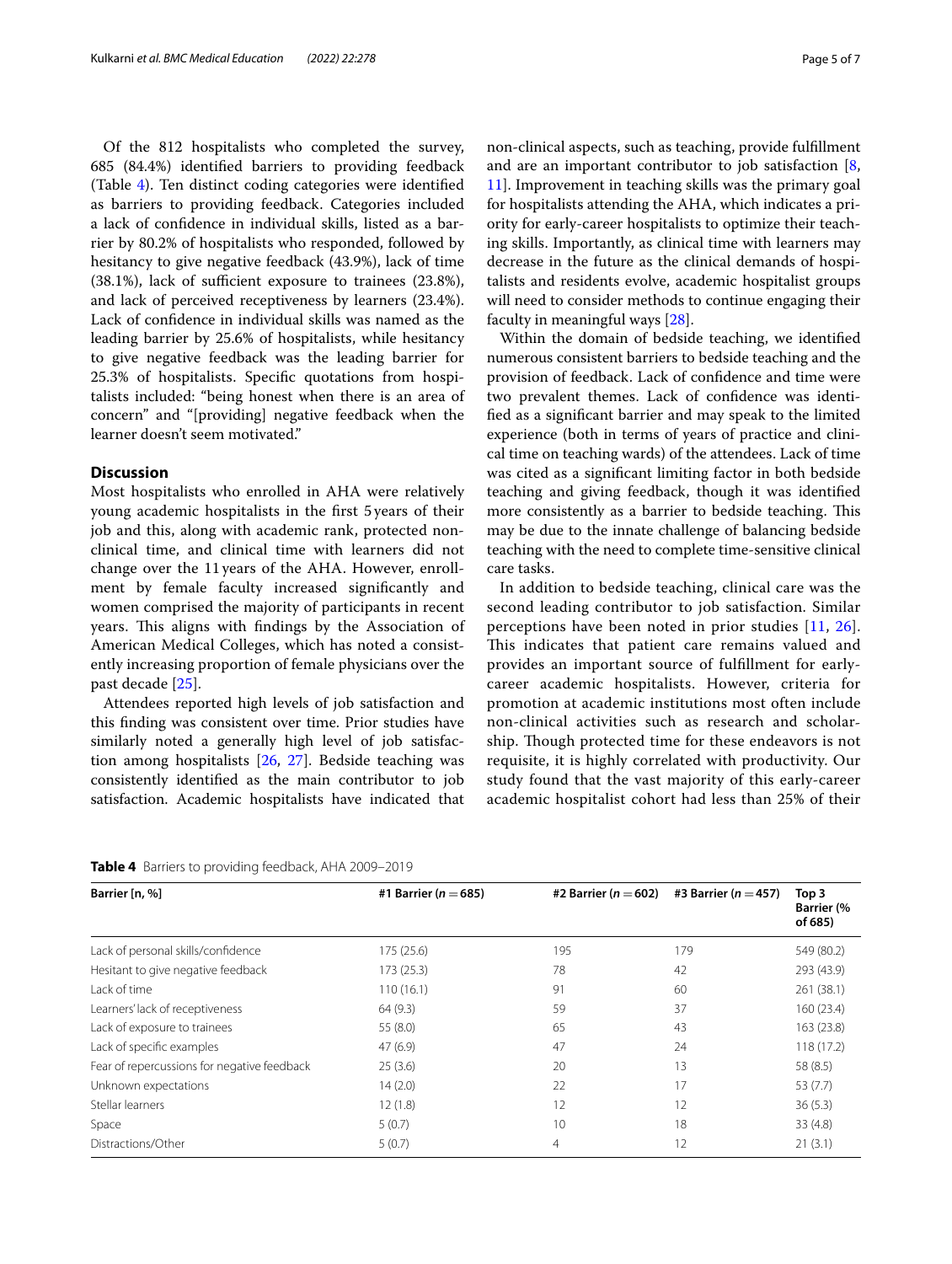Of the 812 hospitalists who completed the survey, 685 (84.4%) identified barriers to providing feedback (Table 4). Ten distinct coding categories were identified as barriers to providing feedback. Categories included a lack of confidence in individual skills, listed as a barrier by 80.2% of hospitalists who responded, followed by hesitancy to give negative feedback (43.9%), lack of time (38.1%), lack of sufficient exposure to trainees (23.8%), and lack of perceived receptiveness by learners (23.4%). Lack of confidence in individual skills was named as the leading barrier by 25.6% of hospitalists, while hesitancy to give negative feedback was the leading barrier for 25.3% of hospitalists. Specific quotations from hospitalists included: "being honest when there is an area of concern" and "[providing] negative feedback when the learner doesn't seem motivated."

## Discussion

Most hospitalists who enrolled in AHA were relatively young academic hospitalists in the first 5 years of their job and this, along with academic rank, protected non-clinical time, and clinical time with learners did not change over the 11 years of the AHA. However, enrollment by female faculty increased significantly and women comprised the majority of participants in recent years. This aligns with findings by the Association of American Medical Colleges, which has noted a consistently increasing proportion of female physicians over the past decade [25].

Attendees reported high levels of job satisfaction and this finding was consistent over time. Prior studies have similarly noted a generally high level of job satisfaction among hospitalists [26, 27]. Bedside teaching was consistently identified as the main contributor to job satisfaction. Academic hospitalists have indicated that non-clinical aspects, such as teaching, provide fulfillment and are an important contributor to job satisfaction [8, 11]. Improvement in teaching skills was the primary goal for hospitalists attending the AHA, which indicates a priority for early-career hospitalists to optimize their teaching skills. Importantly, as clinical time with learners may decrease in the future as the clinical demands of hospitalists and residents evolve, academic hospitalist groups will need to consider methods to continue engaging their faculty in meaningful ways [28].

Within the domain of bedside teaching, we identified numerous consistent barriers to bedside teaching and the provision of feedback. Lack of confidence and time were two prevalent themes. Lack of confidence was identified as a significant barrier and may speak to the limited experience (both in terms of years of practice and clinical time on teaching wards) of the attendees. Lack of time was cited as a significant limiting factor in both bedside teaching and giving feedback, though it was identified more consistently as a barrier to bedside teaching. This may be due to the innate challenge of balancing bedside teaching with the need to complete time-sensitive clinical care tasks.

In addition to bedside teaching, clinical care was the second leading contributor to job satisfaction. Similar perceptions have been noted in prior studies [11, 26]. This indicates that patient care remains valued and provides an important source of fulfillment for early-career academic hospitalists. However, criteria for promotion at academic institutions most often include non-clinical activities such as research and scholarship. Though protected time for these endeavors is not requisite, it is highly correlated with productivity. Our study found that the vast majority of this early-career academic hospitalist cohort had less than 25% of their

**Table 4** Barriers to providing feedback, AHA 2009–2019

| Barrier [n, %] | #1 Barrier ($n = 685$) | #2 Barrier ($n = 602$) | #3 Barrier ($n = 457$) | Top 3 Barrier (% of 685) |
|---|---|---|---|---|
| Lack of personal skills/confidence | 175 (25.6) | 195 | 179 | 549 (80.2) |
| Hesitant to give negative feedback | 173 (25.3) | 78 | 42 | 293 (43.9) |
| Lack of time | 110 (16.1) | 91 | 60 | 261 (38.1) |
| Learners' lack of receptiveness | 64 (9.3) | 59 | 37 | 160 (23.4) |
| Lack of exposure to trainees | 55 (8.0) | 65 | 43 | 163 (23.8) |
| Lack of specific examples | 47 (6.9) | 47 | 24 | 118 (17.2) |
| Fear of repercussions for negative feedback | 25 (3.6) | 20 | 13 | 58 (8.5) |
| Unknown expectations | 14 (2.0) | 22 | 17 | 53 (7.7) |
| Stellar learners | 12 (1.8) | 12 | 12 | 36 (5.3) |
| Space | 5 (0.7) | 10 | 18 | 33 (4.8) |
| Distractions/Other | 5 (0.7) | 4 | 12 | 21 (3.1) |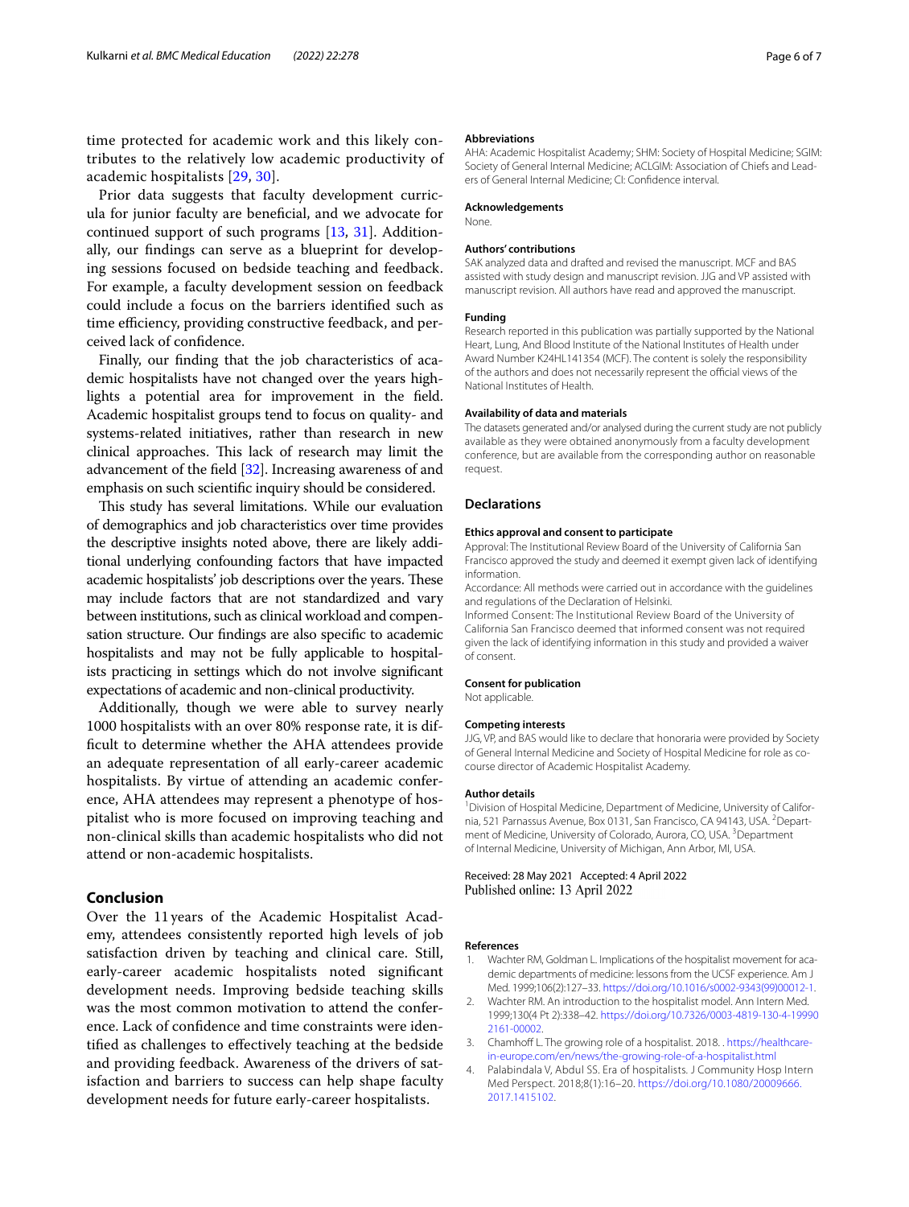time protected for academic work and this likely contributes to the relatively low academic productivity of academic hospitalists [29, 30].

Prior data suggests that faculty development curricula for junior faculty are beneficial, and we advocate for continued support of such programs [13, 31]. Additionally, our findings can serve as a blueprint for developing sessions focused on bedside teaching and feedback. For example, a faculty development session on feedback could include a focus on the barriers identified such as time efficiency, providing constructive feedback, and perceived lack of confidence.

Finally, our finding that the job characteristics of academic hospitalists have not changed over the years highlights a potential area for improvement in the field. Academic hospitalist groups tend to focus on quality- and systems-related initiatives, rather than research in new clinical approaches. This lack of research may limit the advancement of the field [32]. Increasing awareness of and emphasis on such scientific inquiry should be considered.

This study has several limitations. While our evaluation of demographics and job characteristics over time provides the descriptive insights noted above, there are likely additional underlying confounding factors that have impacted academic hospitalists' job descriptions over the years. These may include factors that are not standardized and vary between institutions, such as clinical workload and compensation structure. Our findings are also specific to academic hospitalists and may not be fully applicable to hospitalists practicing in settings which do not involve significant expectations of academic and non-clinical productivity.

Additionally, though we were able to survey nearly 1000 hospitalists with an over 80% response rate, it is difficult to determine whether the AHA attendees provide an adequate representation of all early-career academic hospitalists. By virtue of attending an academic conference, AHA attendees may represent a phenotype of hospitalist who is more focused on improving teaching and non-clinical skills than academic hospitalists who did not attend or non-academic hospitalists.

## Conclusion

Over the 11 years of the Academic Hospitalist Academy, attendees consistently reported high levels of job satisfaction driven by teaching and clinical care. Still, early-career academic hospitalists noted significant development needs. Improving bedside teaching skills was the most common motivation to attend the conference. Lack of confidence and time constraints were identified as challenges to effectively teaching at the bedside and providing feedback. Awareness of the drivers of satisfaction and barriers to success can help shape faculty development needs for future early-career hospitalists.

#### Abbreviations

AHA: Academic Hospitalist Academy; SHM: Society of Hospital Medicine; SGIM: Society of General Internal Medicine; ACLGIM: Association of Chiefs and Leaders of General Internal Medicine; CI: Confidence interval.

#### Acknowledgements

None.

#### Authors' contributions

SAK analyzed data and drafted and revised the manuscript. MCF and BAS assisted with study design and manuscript revision. JJG and VP assisted with manuscript revision. All authors have read and approved the manuscript.

#### Funding

Research reported in this publication was partially supported by the National Heart, Lung, And Blood Institute of the National Institutes of Health under Award Number K24HL141354 (MCF). The content is solely the responsibility of the authors and does not necessarily represent the official views of the National Institutes of Health.

#### Availability of data and materials

The datasets generated and/or analysed during the current study are not publicly available as they were obtained anonymously from a faculty development conference, but are available from the corresponding author on reasonable request.

### Declarations

#### Ethics approval and consent to participate

Approval: The Institutional Review Board of the University of California San Francisco approved the study and deemed it exempt given lack of identifying information.

Accordance: All methods were carried out in accordance with the guidelines and regulations of the Declaration of Helsinki.

Informed Consent: The Institutional Review Board of the University of California San Francisco deemed that informed consent was not required given the lack of identifying information in this study and provided a waiver of consent.

#### Consent for publication

Not applicable.

#### Competing interests

JJG, VP, and BAS would like to declare that honoraria were provided by Society of General Internal Medicine and Society of Hospital Medicine for role as co-course director of Academic Hospitalist Academy.

#### Author details

[1]Division of Hospital Medicine, Department of Medicine, University of California, 521 Parnassus Avenue, Box 0131, San Francisco, CA 94143, USA. [2]Department of Medicine, University of Colorado, Aurora, CO, USA. [3]Department of Internal Medicine, University of Michigan, Ann Arbor, MI, USA.

Received: 28 May 2021 Accepted: 4 April 2022
Published online: 13 April 2022

#### References

1. Wachter RM, Goldman L. Implications of the hospitalist movement for academic departments of medicine: lessons from the UCSF experience. Am J Med. 1999;106(2):127–33. https://doi.org/10.1016/s0002-9343(99)00012-1.
2. Wachter RM. An introduction to the hospitalist model. Ann Intern Med. 1999;130(4 Pt 2):338–42. https://doi.org/10.7326/0003-4819-130-4-199902161-00002.
3. Chamhoff L. The growing role of a hospitalist. 2018. . https://healthcare-in-europe.com/en/news/the-growing-role-of-a-hospitalist.html
4. Palabindala V, Abdul SS. Era of hospitalists. J Community Hosp Intern Med Perspect. 2018;8(1):16–20. https://doi.org/10.1080/20009666.2017.1415102.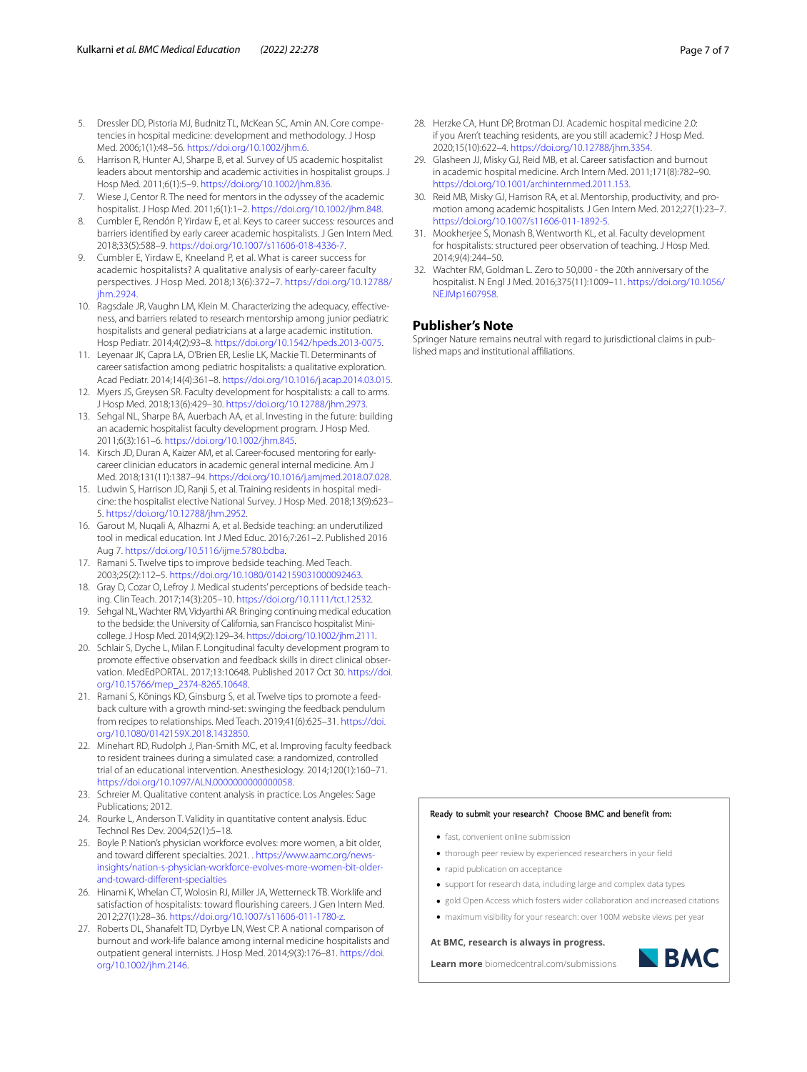5. Dressler DD, Pistoria MJ, Budnitz TL, McKean SC, Amin AN. Core competencies in hospital medicine: development and methodology. J Hosp Med. 2006;1(1):48–56. https://doi.org/10.1002/jhm.6.
6. Harrison R, Hunter AJ, Sharpe B, et al. Survey of US academic hospitalist leaders about mentorship and academic activities in hospitalist groups. J Hosp Med. 2011;6(1):5–9. https://doi.org/10.1002/jhm.836.
7. Wiese J, Centor R. The need for mentors in the odyssey of the academic hospitalist. J Hosp Med. 2011;6(1):1–2. https://doi.org/10.1002/jhm.848.
8. Cumbler E, Rendón P, Yirdaw E, et al. Keys to career success: resources and barriers identified by early career academic hospitalists. J Gen Intern Med. 2018;33(5):588–9. https://doi.org/10.1007/s11606-018-4336-7.
9. Cumbler E, Yirdaw E, Kneeland P, et al. What is career success for academic hospitalists? A qualitative analysis of early-career faculty perspectives. J Hosp Med. 2018;13(6):372–7. https://doi.org/10.12788/jhm.2924.
10. Ragsdale JR, Vaughn LM, Klein M. Characterizing the adequacy, effectiveness, and barriers related to research mentorship among junior pediatric hospitalists and general pediatricians at a large academic institution. Hosp Pediatr. 2014;4(2):93–8. https://doi.org/10.1542/hpeds.2013-0075.
11. Leyenaar JK, Capra LA, O'Brien ER, Leslie LK, Mackie TI. Determinants of career satisfaction among pediatric hospitalists: a qualitative exploration. Acad Pediatr. 2014;14(4):361–8. https://doi.org/10.1016/j.acap.2014.03.015.
12. Myers JS, Greysen SR. Faculty development for hospitalists: a call to arms. J Hosp Med. 2018;13(6):429–30. https://doi.org/10.12788/jhm.2973.
13. Sehgal NL, Sharpe BA, Auerbach AA, et al. Investing in the future: building an academic hospitalist faculty development program. J Hosp Med. 2011;6(3):161–6. https://doi.org/10.1002/jhm.845.
14. Kirsch JD, Duran A, Kaizer AM, et al. Career-focused mentoring for early-career clinician educators in academic general internal medicine. Am J Med. 2018;131(11):1387–94. https://doi.org/10.1016/j.amjmed.2018.07.028.
15. Ludwin S, Harrison JD, Ranji S, et al. Training residents in hospital medicine: the hospitalist elective National Survey. J Hosp Med. 2018;13(9):623–5. https://doi.org/10.12788/jhm.2952.
16. Garout M, Nuqali A, Alhazmi A, et al. Bedside teaching: an underutilized tool in medical education. Int J Med Educ. 2016;7:261–2. Published 2016 Aug 7. https://doi.org/10.5116/ijme.5780.bdba.
17. Ramani S. Twelve tips to improve bedside teaching. Med Teach. 2003;25(2):112–5. https://doi.org/10.1080/0142159031000092463.
18. Gray D, Cozar O, Lefroy J. Medical students' perceptions of bedside teaching. Clin Teach. 2017;14(3):205–10. https://doi.org/10.1111/tct.12532.
19. Sehgal NL, Wachter RM, Vidyarthi AR. Bringing continuing medical education to the bedside: the University of California, san Francisco hospitalist Mini-college. J Hosp Med. 2014;9(2):129–34. https://doi.org/10.1002/jhm.2111.
20. Schlair S, Dyche L, Milan F. Longitudinal faculty development program to promote effective observation and feedback skills in direct clinical observation. MedEdPORTAL. 2017;13:10648. Published 2017 Oct 30. https://doi.org/10.15766/mep_2374-8265.10648.
21. Ramani S, Könings KD, Ginsburg S, et al. Twelve tips to promote a feedback culture with a growth mind-set: swinging the feedback pendulum from recipes to relationships. Med Teach. 2019;41(6):625–31. https://doi.org/10.1080/0142159X.2018.1432850.
22. Minehart RD, Rudolph J, Pian-Smith MC, et al. Improving faculty feedback to resident trainees during a simulated case: a randomized, controlled trial of an educational intervention. Anesthesiology. 2014;120(1):160–71. https://doi.org/10.1097/ALN.0000000000000058.
23. Schreier M. Qualitative content analysis in practice. Los Angeles: Sage Publications; 2012.
24. Rourke L, Anderson T. Validity in quantitative content analysis. Educ Technol Res Dev. 2004;52(1):5–18.
25. Boyle P. Nation's physician workforce evolves: more women, a bit older, and toward different specialties. 2021. . https://www.aamc.org/news-insights/nation-s-physician-workforce-evolves-more-women-bit-older-and-toward-different-specialties
26. Hinami K, Whelan CT, Wolosin RJ, Miller JA, Wetterneck TB. Worklife and satisfaction of hospitalists: toward flourishing careers. J Gen Intern Med. 2012;27(1):28–36. https://doi.org/10.1007/s11606-011-1780-z.
27. Roberts DL, Shanafelt TD, Dyrbye LN, West CP. A national comparison of burnout and work-life balance among internal medicine hospitalists and outpatient general internists. J Hosp Med. 2014;9(3):176–81. https://doi.org/10.1002/jhm.2146.
28. Herzke CA, Hunt DP, Brotman DJ. Academic hospital medicine 2.0: if you Aren't teaching residents, are you still academic? J Hosp Med. 2020;15(10):622–4. https://doi.org/10.12788/jhm.3354.
29. Glasheen JJ, Misky GJ, Reid MB, et al. Career satisfaction and burnout in academic hospital medicine. Arch Intern Med. 2011;171(8):782–90. https://doi.org/10.1001/archinternmed.2011.153.
30. Reid MB, Misky GJ, Harrison RA, et al. Mentorship, productivity, and promotion among academic hospitalists. J Gen Intern Med. 2012;27(1):23–7. https://doi.org/10.1007/s11606-011-1892-5.
31. Mookherjee S, Monash B, Wentworth KL, et al. Faculty development for hospitalists: structured peer observation of teaching. J Hosp Med. 2014;9(4):244–50.
32. Wachter RM, Goldman L. Zero to 50,000 - the 20th anniversary of the hospitalist. N Engl J Med. 2016;375(11):1009–11. https://doi.org/10.1056/NEJMp1607958.

## Publisher's Note

Springer Nature remains neutral with regard to jurisdictional claims in published maps and institutional affiliations.

Ready to submit your research? Choose BMC and benefit from:

- fast, convenient online submission
- thorough peer review by experienced researchers in your field
- rapid publication on acceptance
- support for research data, including large and complex data types
- gold Open Access which fosters wider collaboration and increased citations
- maximum visibility for your research: over 100M website views per year

**At BMC, research is always in progress.**

**Learn more** biomedcentral.com/submissions

BMC